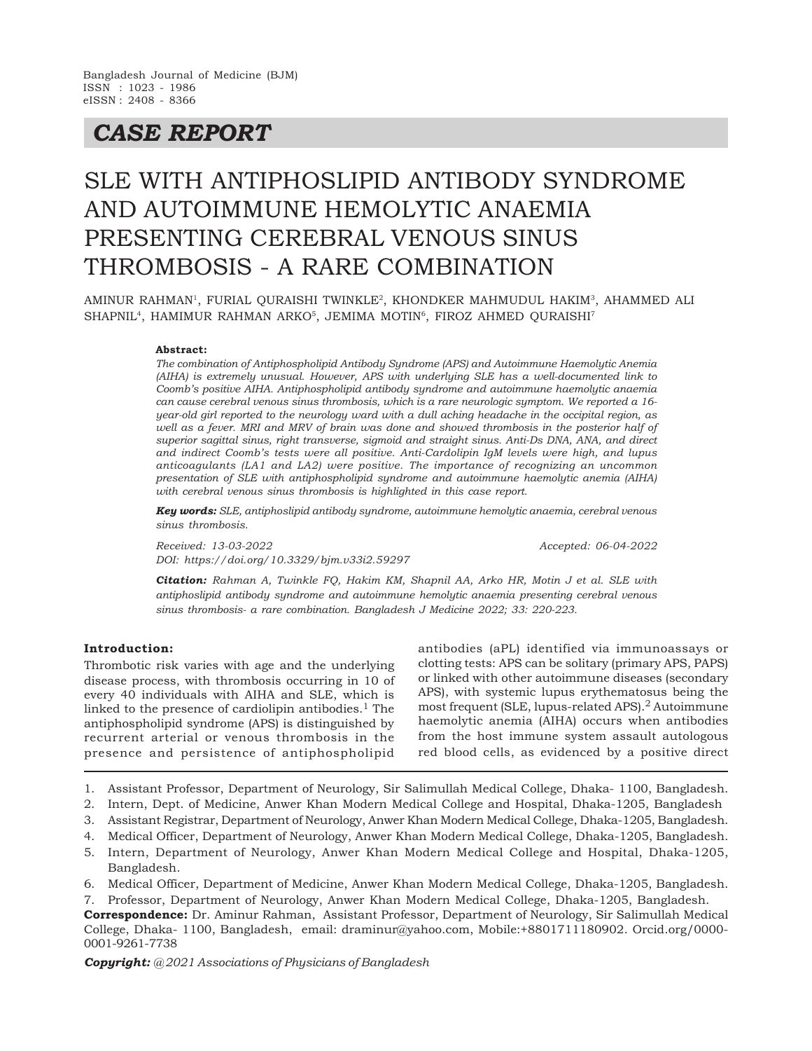Bangladesh Journal of Medicine (BJM)
ISSN : 1023 - 1986
eISSN : 2408 - 8366

## *CASE REPORT*

# SLE WITH ANTIPHOSLIPID ANTIBODY SYNDROME AND AUTOIMMUNE HEMOLYTIC ANAEMIA PRESENTING CEREBRAL VENOUS SINUS THROMBOSIS - A RARE COMBINATION

AMINUR RAHMAN[1], FURIAL QURAISHI TWINKLE[2], KHONDKER MAHMUDUL HAKIM[3], AHAMMED ALI SHAPNIL[4], HAMIMUR RAHMAN ARKO[5], JEMIMA MOTIN[6], FIROZ AHMED QURAISHI[7]

**Abstract:**

*The combination of Antiphospholipid Antibody Syndrome (APS) and Autoimmune Haemolytic Anemia (AIHA) is extremely unusual. However, APS with underlying SLE has a well-documented link to Coomb's positive AIHA. Antiphospholipid antibody syndrome and autoimmune haemolytic anaemia can cause cerebral venous sinus thrombosis, which is a rare neurologic symptom. We reported a 16-year-old girl reported to the neurology ward with a dull aching headache in the occipital region, as well as a fever. MRI and MRV of brain was done and showed thrombosis in the posterior half of superior sagittal sinus, right transverse, sigmoid and straight sinus. Anti-Ds DNA, ANA, and direct and indirect Coomb's tests were all positive. Anti-Cardolipin IgM levels were high, and lupus anticoagulants (LA1 and LA2) were positive. The importance of recognizing an uncommon presentation of SLE with antiphospholipid syndrome and autoimmune haemolytic anemia (AIHA) with cerebral venous sinus thrombosis is highlighted in this case report.*

***Key words:*** *SLE, antiphoslipid antibody syndrome, autoimmune hemolytic anaemia, cerebral venous sinus thrombosis.*

*Received: 13-03-2022* *Accepted: 06-04-2022*
*DOI: https://doi.org/10.3329/bjm.v33i2.59297*

***Citation:*** *Rahman A, Twinkle FQ, Hakim KM, Shapnil AA, Arko HR, Motin J et al. SLE with antiphoslipid antibody syndrome and autoimmune hemolytic anaemia presenting cerebral venous sinus thrombosis- a rare combination. Bangladesh J Medicine 2022; 33: 220-223.*

**Introduction:**

Thrombotic risk varies with age and the underlying disease process, with thrombosis occurring in 10 of every 40 individuals with AIHA and SLE, which is linked to the presence of cardiolipin antibodies.[1] The antiphospholipid syndrome (APS) is distinguished by recurrent arterial or venous thrombosis in the presence and persistence of antiphospholipid antibodies (aPL) identified via immunoassays or clotting tests: APS can be solitary (primary APS, PAPS) or linked with other autoimmune diseases (secondary APS), with systemic lupus erythematosus being the most frequent (SLE, lupus-related APS).[2] Autoimmune haemolytic anemia (AIHA) occurs when antibodies from the host immune system assault autologous red blood cells, as evidenced by a positive direct

1. Assistant Professor, Department of Neurology, Sir Salimullah Medical College, Dhaka- 1100, Bangladesh.
2. Intern, Dept. of Medicine, Anwer Khan Modern Medical College and Hospital, Dhaka-1205, Bangladesh
3. Assistant Registrar, Department of Neurology, Anwer Khan Modern Medical College, Dhaka-1205, Bangladesh.
4. Medical Officer, Department of Neurology, Anwer Khan Modern Medical College, Dhaka-1205, Bangladesh.
5. Intern, Department of Neurology, Anwer Khan Modern Medical College and Hospital, Dhaka-1205, Bangladesh.
6. Medical Officer, Department of Medicine, Anwer Khan Modern Medical College, Dhaka-1205, Bangladesh.
7. Professor, Department of Neurology, Anwer Khan Modern Medical College, Dhaka-1205, Bangladesh.

**Correspondence:** Dr. Aminur Rahman, Assistant Professor, Department of Neurology, Sir Salimullah Medical College, Dhaka- 1100, Bangladesh, email: draminur@yahoo.com, Mobile:+8801711180902. Orcid.org/0000-0001-9261-7738

***Copyright:*** *@2021 Associations of Physicians of Bangladesh*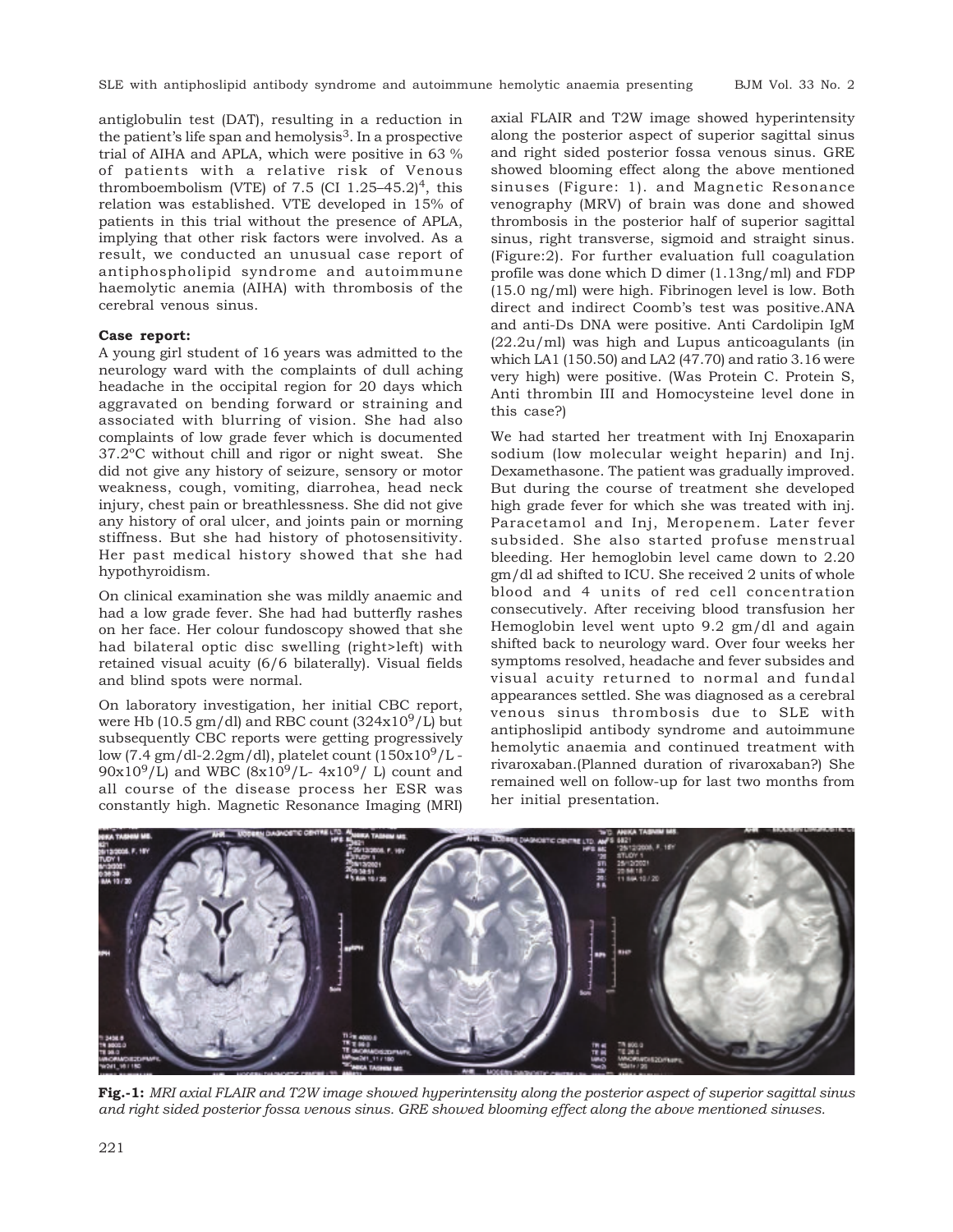antiglobulin test (DAT), resulting in a reduction in the patient's life span and hemolysis[3]. In a prospective trial of AIHA and APLA, which were positive in 63 % of patients with a relative risk of Venous thromboembolism (VTE) of 7.5 (CI 1.25–45.2)[4], this relation was established. VTE developed in 15% of patients in this trial without the presence of APLA, implying that other risk factors were involved. As a result, we conducted an unusual case report of antiphospholipid syndrome and autoimmune haemolytic anemia (AIHA) with thrombosis of the cerebral venous sinus.

**Case report:**

A young girl student of 16 years was admitted to the neurology ward with the complaints of dull aching headache in the occipital region for 20 days which aggravated on bending forward or straining and associated with blurring of vision. She had also complaints of low grade fever which is documented 37.2°C without chill and rigor or night sweat. She did not give any history of seizure, sensory or motor weakness, cough, vomiting, diarrohea, head neck injury, chest pain or breathlessness. She did not give any history of oral ulcer, and joints pain or morning stiffness. But she had history of photosensitivity. Her past medical history showed that she had hypothyroidism.

On clinical examination she was mildly anaemic and had a low grade fever. She had had butterfly rashes on her face. Her colour fundoscopy showed that she had bilateral optic disc swelling (right>left) with retained visual acuity (6/6 bilaterally). Visual fields and blind spots were normal.

On laboratory investigation, her initial CBC report, were Hb (10.5 gm/dl) and RBC count ($324x10^9$/L) but subsequently CBC reports were getting progressively low (7.4 gm/dl-2.2gm/dl), platelet count ($150x10^9$/L - $90x10^9$/L) and WBC ($8x10^9$/L- $4x10^9$/ L) count and all course of the disease process her ESR was constantly high. Magnetic Resonance Imaging (MRI) axial FLAIR and T2W image showed hyperintensity along the posterior aspect of superior sagittal sinus and right sided posterior fossa venous sinus. GRE showed blooming effect along the above mentioned sinuses (Figure: 1). and Magnetic Resonance venography (MRV) of brain was done and showed thrombosis in the posterior half of superior sagittal sinus, right transverse, sigmoid and straight sinus. (Figure:2). For further evaluation full coagulation profile was done which D dimer (1.13ng/ml) and FDP (15.0 ng/ml) were high. Fibrinogen level is low. Both direct and indirect Coomb's test was positive.ANA and anti-Ds DNA were positive. Anti Cardolipin IgM (22.2u/ml) was high and Lupus anticoagulants (in which LA1 (150.50) and LA2 (47.70) and ratio 3.16 were very high) were positive. (Was Protein C. Protein S, Anti thrombin III and Homocysteine level done in this case?)

We had started her treatment with Inj Enoxaparin sodium (low molecular weight heparin) and Inj. Dexamethasone. The patient was gradually improved. But during the course of treatment she developed high grade fever for which she was treated with inj. Paracetamol and Inj, Meropenem. Later fever subsided. She also started profuse menstrual bleeding. Her hemoglobin level came down to 2.20 gm/dl ad shifted to ICU. She received 2 units of whole blood and 4 units of red cell concentration consecutively. After receiving blood transfusion her Hemoglobin level went upto 9.2 gm/dl and again shifted back to neurology ward. Over four weeks her symptoms resolved, headache and fever subsides and visual acuity returned to normal and fundal appearances settled. She was diagnosed as a cerebral venous sinus thrombosis due to SLE with antiphoslipid antibody syndrome and autoimmune hemolytic anaemia and continued treatment with rivaroxaban.(Planned duration of rivaroxaban?) She remained well on follow-up for last two months from her initial presentation.

**Fig.-1:** *MRI axial FLAIR and T2W image showed hyperintensity along the posterior aspect of superior sagittal sinus and right sided posterior fossa venous sinus. GRE showed blooming effect along the above mentioned sinuses.*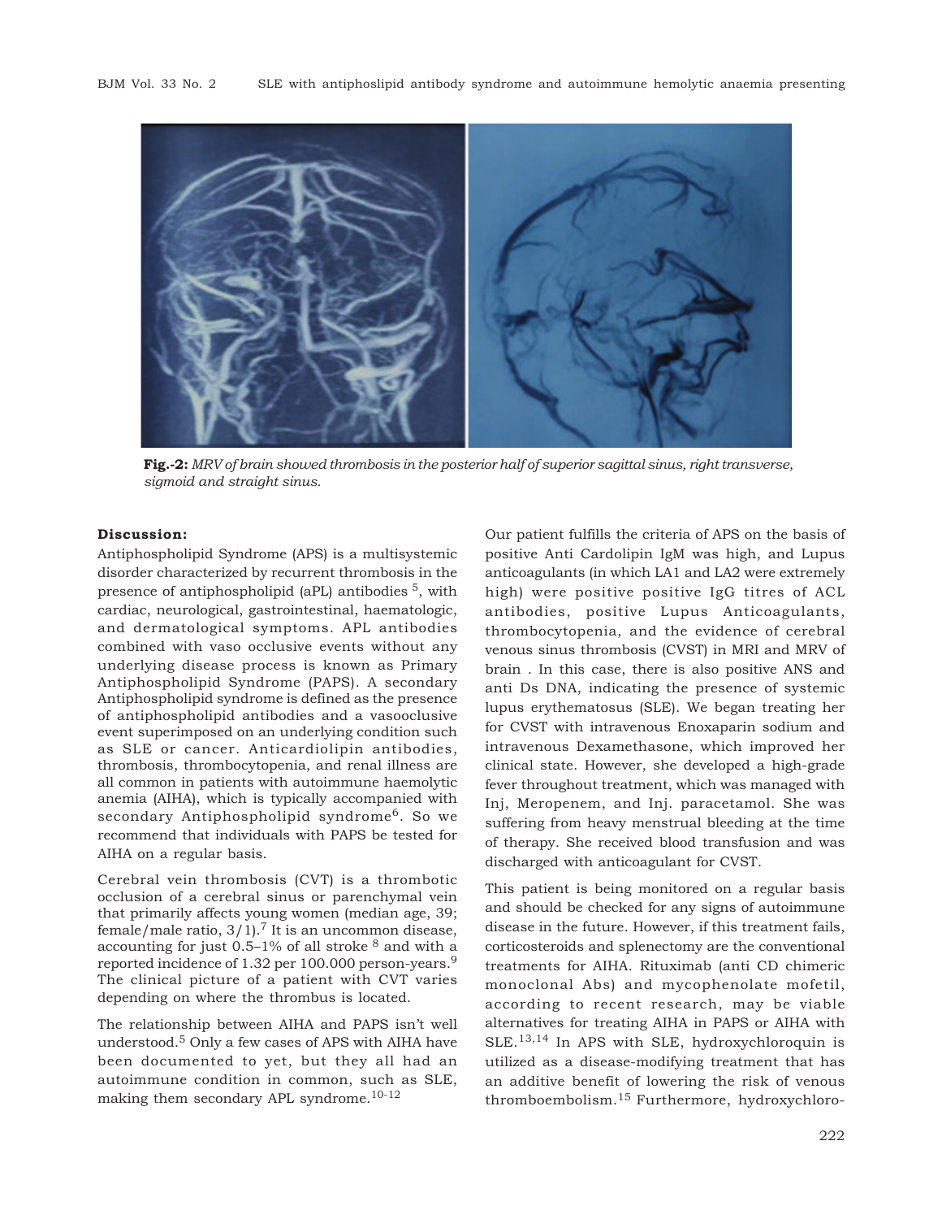**Fig.-2:** *MRV of brain showed thrombosis in the posterior half of superior sagittal sinus, right transverse, sigmoid and straight sinus.*

## Discussion:

Antiphospholipid Syndrome (APS) is a multisystemic disorder characterized by recurrent thrombosis in the presence of antiphospholipid (aPL) antibodies [5], with cardiac, neurological, gastrointestinal, haematologic, and dermatological symptoms. APL antibodies combined with vaso occlusive events without any underlying disease process is known as Primary Antiphospholipid Syndrome (PAPS). A secondary Antiphospholipid syndrome is defined as the presence of antiphospholipid antibodies and a vasooclusive event superimposed on an underlying condition such as SLE or cancer. Anticardiolipin antibodies, thrombosis, thrombocytopenia, and renal illness are all common in patients with autoimmune haemolytic anemia (AIHA), which is typically accompanied with secondary Antiphospholipid syndrome[6]. So we recommend that individuals with PAPS be tested for AIHA on a regular basis.

Cerebral vein thrombosis (CVT) is a thrombotic occlusion of a cerebral sinus or parenchymal vein that primarily affects young women (median age, 39; female/male ratio, 3/1).[7] It is an uncommon disease, accounting for just 0.5–1% of all stroke [8] and with a reported incidence of 1.32 per 100.000 person-years.[9] The clinical picture of a patient with CVT varies depending on where the thrombus is located.

The relationship between AIHA and PAPS isn't well understood.[5] Only a few cases of APS with AIHA have been documented to yet, but they all had an autoimmune condition in common, such as SLE, making them secondary APL syndrome.[10-12]

Our patient fulfills the criteria of APS on the basis of positive Anti Cardolipin IgM was high, and Lupus anticoagulants (in which LA1 and LA2 were extremely high) were positive positive IgG titres of ACL antibodies, positive Lupus Anticoagulants, thrombocytopenia, and the evidence of cerebral venous sinus thrombosis (CVST) in MRI and MRV of brain . In this case, there is also positive ANS and anti Ds DNA, indicating the presence of systemic lupus erythematosus (SLE). We began treating her for CVST with intravenous Enoxaparin sodium and intravenous Dexamethasone, which improved her clinical state. However, she developed a high-grade fever throughout treatment, which was managed with Inj, Meropenem, and Inj. paracetamol. She was suffering from heavy menstrual bleeding at the time of therapy. She received blood transfusion and was discharged with anticoagulant for CVST.

This patient is being monitored on a regular basis and should be checked for any signs of autoimmune disease in the future. However, if this treatment fails, corticosteroids and splenectomy are the conventional treatments for AIHA. Rituximab (anti CD chimeric monoclonal Abs) and mycophenolate mofetil, according to recent research, may be viable alternatives for treating AIHA in PAPS or AIHA with SLE.[13,14] In APS with SLE, hydroxychloroquin is utilized as a disease-modifying treatment that has an additive benefit of lowering the risk of venous thromboembolism.[15] Furthermore, hydroxychloro-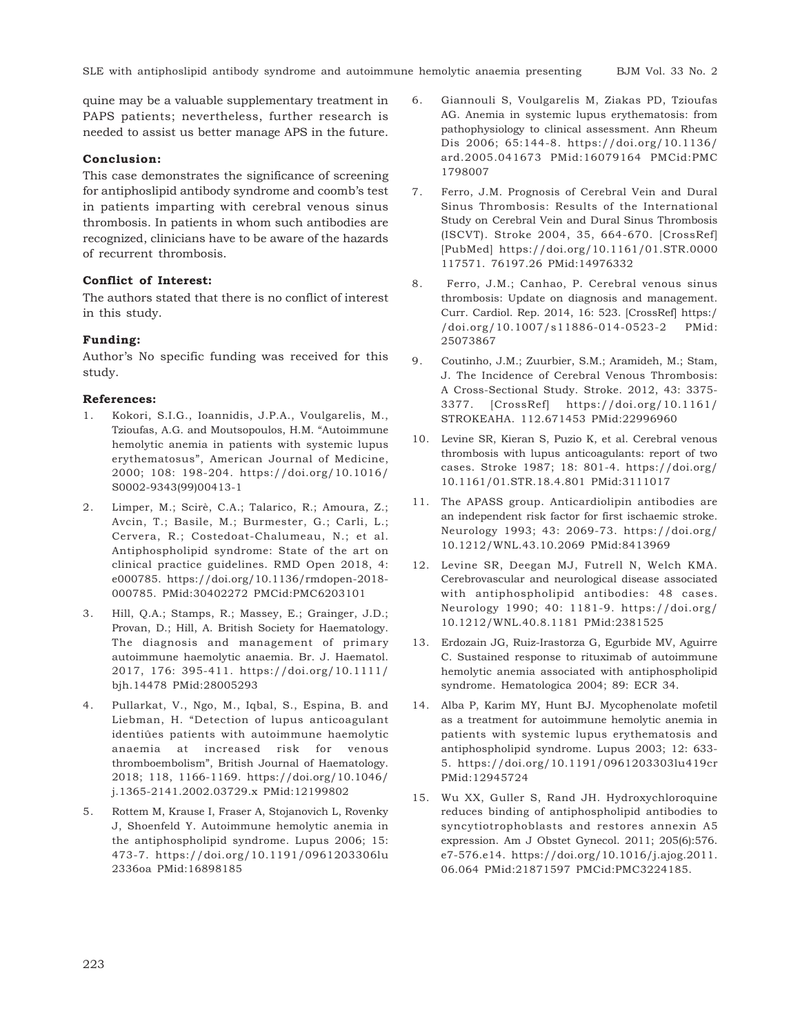quine may be a valuable supplementary treatment in PAPS patients; nevertheless, further research is needed to assist us better manage APS in the future.

**Conclusion:**

This case demonstrates the significance of screening for antiphoslipid antibody syndrome and coomb's test in patients imparting with cerebral venous sinus thrombosis. In patients in whom such antibodies are recognized, clinicians have to be aware of the hazards of recurrent thrombosis.

**Conflict of Interest:**

The authors stated that there is no conflict of interest in this study.

**Funding:**

Author's No specific funding was received for this study.

**References:**

1. Kokori, S.I.G., Ioannidis, J.P.A., Voulgarelis, M., Tzioufas, A.G. and Moutsopoulos, H.M. "Autoimmune hemolytic anemia in patients with systemic lupus erythematosus", American Journal of Medicine, 2000; 108: 198-204. https://doi.org/10.1016/S0002-9343(99)00413-1
2. Limper, M.; Scirè, C.A.; Talarico, R.; Amoura, Z.; Avcin, T.; Basile, M.; Burmester, G.; Carli, L.; Cervera, R.; Costedoat-Chalumeau, N.; et al. Antiphospholipid syndrome: State of the art on clinical practice guidelines. RMD Open 2018, 4: e000785. https://doi.org/10.1136/rmdopen-2018-000785. PMid:30402272 PMCid:PMC6203101
3. Hill, Q.A.; Stamps, R.; Massey, E.; Grainger, J.D.; Provan, D.; Hill, A. British Society for Haematology. The diagnosis and management of primary autoimmune haemolytic anaemia. Br. J. Haematol. 2017, 176: 395-411. https://doi.org/10.1111/bjh.14478 PMid:28005293
4. Pullarkat, V., Ngo, M., Iqbal, S., Espina, B. and Liebman, H. "Detection of lupus anticoagulant identiûes patients with autoimmune haemolytic anaemia at increased risk for venous thromboembolism", British Journal of Haematology. 2018; 118, 1166-1169. https://doi.org/10.1046/j.1365-2141.2002.03729.x PMid:12199802
5. Rottem M, Krause I, Fraser A, Stojanovich L, Rovenky J, Shoenfeld Y. Autoimmune hemolytic anemia in the antiphospholipid syndrome. Lupus 2006; 15: 473-7. https://doi.org/10.1191/0961203306lu2336oa PMid:16898185
6. Giannouli S, Voulgarelis M, Ziakas PD, Tzioufas AG. Anemia in systemic lupus erythematosis: from pathophysiology to clinical assessment. Ann Rheum Dis 2006; 65:144-8. https://doi.org/10.1136/ard.2005.041673 PMid:16079164 PMCid:PMC1798007
7. Ferro, J.M. Prognosis of Cerebral Vein and Dural Sinus Thrombosis: Results of the International Study on Cerebral Vein and Dural Sinus Thrombosis (ISCVT). Stroke 2004, 35, 664-670. [CrossRef] [PubMed] https://doi.org/10.1161/01.STR.0000117571. 76197.26 PMid:14976332
8. Ferro, J.M.; Canhao, P. Cerebral venous sinus thrombosis: Update on diagnosis and management. Curr. Cardiol. Rep. 2014, 16: 523. [CrossRef] https://doi.org/10.1007/s11886-014-0523-2 PMid:25073867
9. Coutinho, J.M.; Zuurbier, S.M.; Aramideh, M.; Stam, J. The Incidence of Cerebral Venous Thrombosis: A Cross-Sectional Study. Stroke. 2012, 43: 3375-3377. [CrossRef] https://doi.org/10.1161/STROKEAHA. 112.671453 PMid:22996960
10. Levine SR, Kieran S, Puzio K, et al. Cerebral venous thrombosis with lupus anticoagulants: report of two cases. Stroke 1987; 18: 801-4. https://doi.org/10.1161/01.STR.18.4.801 PMid:3111017
11. The APASS group. Anticardiolipin antibodies are an independent risk factor for first ischaemic stroke. Neurology 1993; 43: 2069-73. https://doi.org/10.1212/WNL.43.10.2069 PMid:8413969
12. Levine SR, Deegan MJ, Futrell N, Welch KMA. Cerebrovascular and neurological disease associated with antiphospholipid antibodies: 48 cases. Neurology 1990; 40: 1181-9. https://doi.org/10.1212/WNL.40.8.1181 PMid:2381525
13. Erdozain JG, Ruiz-Irastorza G, Egurbide MV, Aguirre C. Sustained response to rituximab of autoimmune hemolytic anemia associated with antiphospholipid syndrome. Hematologica 2004; 89: ECR 34.
14. Alba P, Karim MY, Hunt BJ. Mycophenolate mofetil as a treatment for autoimmune hemolytic anemia in patients with systemic lupus erythematosis and antiphospholipid syndrome. Lupus 2003; 12: 633-5. https://doi.org/10.1191/0961203303lu419cr PMid:12945724
15. Wu XX, Guller S, Rand JH. Hydroxychloroquine reduces binding of antiphospholipid antibodies to syncytiotrophoblasts and restores annexin A5 expression. Am J Obstet Gynecol. 2011; 205(6):576.e7-576.e14. https://doi.org/10.1016/j.ajog.2011.06.064 PMid:21871597 PMCid:PMC3224185.